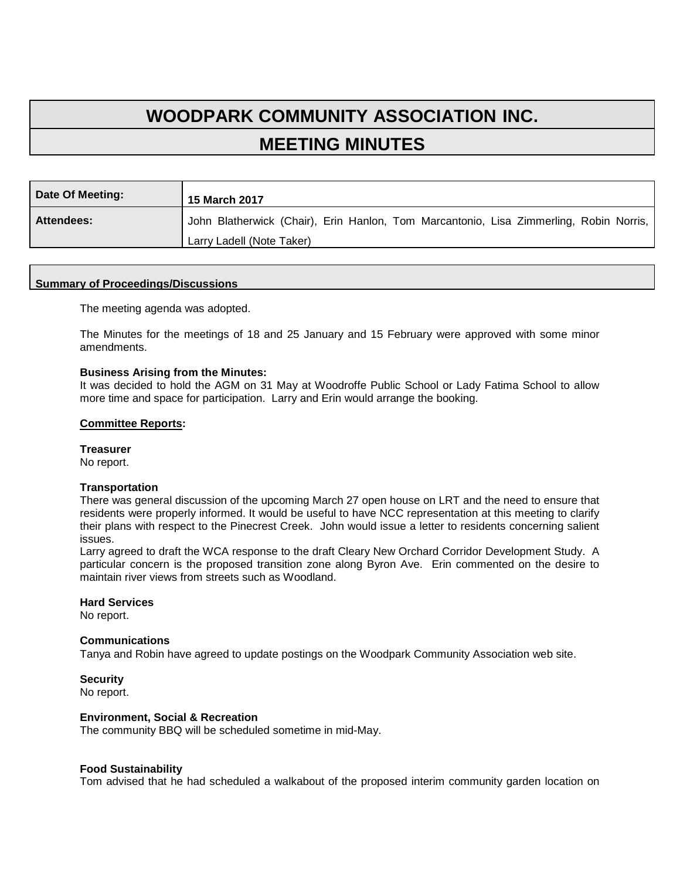# WOODPARK COMMUNITY ASSOCIATION INC.

## MEETING MINUTES

| Date Of Meeting: | 15 March 2017 |
| --- | --- |
| Attendees: | John Blatherwick (Chair), Erin Hanlon, Tom Marcantonio, Lisa Zimmerling, Robin Norris, Larry Ladell (Note Taker) |

**Summary of Proceedings/Discussions**

The meeting agenda was adopted.

The Minutes for the meetings of 18 and 25 January and 15 February were approved with some minor amendments.

**Business Arising from the Minutes:**
It was decided to hold the AGM on 31 May at Woodroffe Public School or Lady Fatima School to allow more time and space for participation. Larry and Erin would arrange the booking.

**Committee Reports:**

**Treasurer**
No report.

**Transportation**
There was general discussion of the upcoming March 27 open house on LRT and the need to ensure that residents were properly informed. It would be useful to have NCC representation at this meeting to clarify their plans with respect to the Pinecrest Creek. John would issue a letter to residents concerning salient issues.
Larry agreed to draft the WCA response to the draft Cleary New Orchard Corridor Development Study. A particular concern is the proposed transition zone along Byron Ave. Erin commented on the desire to maintain river views from streets such as Woodland.

**Hard Services**
No report.

**Communications**
Tanya and Robin have agreed to update postings on the Woodpark Community Association web site.

**Security**
No report.

**Environment, Social & Recreation**
The community BBQ will be scheduled sometime in mid-May.

**Food Sustainability**
Tom advised that he had scheduled a walkabout of the proposed interim community garden location on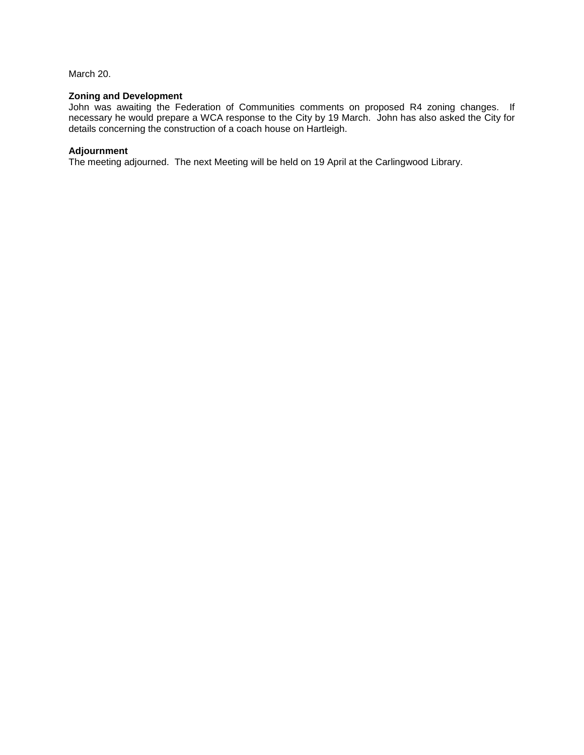March 20.

**Zoning and Development**
John was awaiting the Federation of Communities comments on proposed R4 zoning changes. If necessary he would prepare a WCA response to the City by 19 March. John has also asked the City for details concerning the construction of a coach house on Hartleigh.

**Adjournment**
The meeting adjourned. The next Meeting will be held on 19 April at the Carlingwood Library.